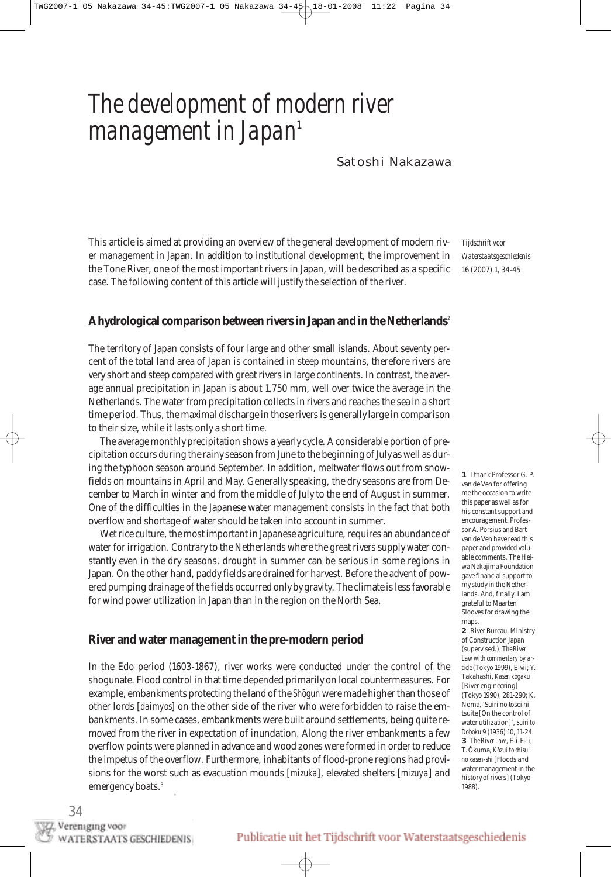# The development of modern river management in Japan[1]

Satoshi Nakazawa

This article is aimed at providing an overview of the general development of modern river management in Japan. In addition to institutional development, the improvement in the Tone River, one of the most important rivers in Japan, will be described as a specific case. The following content of this article will justify the selection of the river.

*Tijdschrift voor Waterstaatsgeschiedenis* 16 (2007) 1, 34-45

## A hydrological comparison between rivers in Japan and in the Netherlands[2]

The territory of Japan consists of four large and other small islands. About seventy percent of the total land area of Japan is contained in steep mountains, therefore rivers are very short and steep compared with great rivers in large continents. In contrast, the average annual precipitation in Japan is about 1,750 mm, well over twice the average in the Netherlands. The water from precipitation collects in rivers and reaches the sea in a short time period. Thus, the maximal discharge in those rivers is generally large in comparison to their size, while it lasts only a short time.

The average monthly precipitation shows a yearly cycle. A considerable portion of precipitation occurs during the rainy season from June to the beginning of July as well as during the typhoon season around September. In addition, meltwater flows out from snowfields on mountains in April and May. Generally speaking, the dry seasons are from December to March in winter and from the middle of July to the end of August in summer. One of the difficulties in the Japanese water management consists in the fact that both overflow and shortage of water should be taken into account in summer.

Wet rice culture, the most important in Japanese agriculture, requires an abundance of water for irrigation. Contrary to the Netherlands where the great rivers supply water constantly even in the dry seasons, drought in summer can be serious in some regions in Japan. On the other hand, paddy fields are drained for harvest. Before the advent of powered pumping drainage of the fields occurred only by gravity. The climate is less favorable for wind power utilization in Japan than in the region on the North Sea.

## River and water management in the pre-modern period

In the Edo period (1603-1867), river works were conducted under the control of the shogunate. Flood control in that time depended primarily on local countermeasures. For example, embankments protecting the land of the *Shōgun* were made higher than those of other lords [*daimyos*] on the other side of the river who were forbidden to raise the embankments. In some cases, embankments were built around settlements, being quite removed from the river in expectation of inundation. Along the river embankments a few overflow points were planned in advance and wood zones were formed in order to reduce the impetus of the overflow. Furthermore, inhabitants of flood-prone regions had provisions for the worst such as evacuation mounds [*mizuka*], elevated shelters [*mizuya*] and emergency boats.[3]

---

**1** I thank Professor G. P. van de Ven for offering me the occasion to write this paper as well as for his constant support and encouragement. Professor A. Porsius and Bart van de Ven have read this paper and provided valuable comments. The Heiwa Nakajima Foundation gave financial support to my study in the Netherlands. And, finally, I am grateful to Maarten Slooves for drawing the maps.

**2** River Bureau, Ministry of Construction Japan (supervised.), *The River Law with commentary by article* (Tokyo 1999), E-vii; Y. Takahashi, *Kasen kōgaku* [River engineering] (Tokyo 1990), 281-290; K. Noma, 'Suiri no tōsei ni tsuite [On the control of water utilization]', *Suiri to Doboku* 9 (1936) 10, 11-24.

**3** *The River Law*, E-i-E-ii; T. Ōkuma, *Kōzui to chisui no kasen-shi* [Floods and water management in the history of rivers] (Tokyo 1988).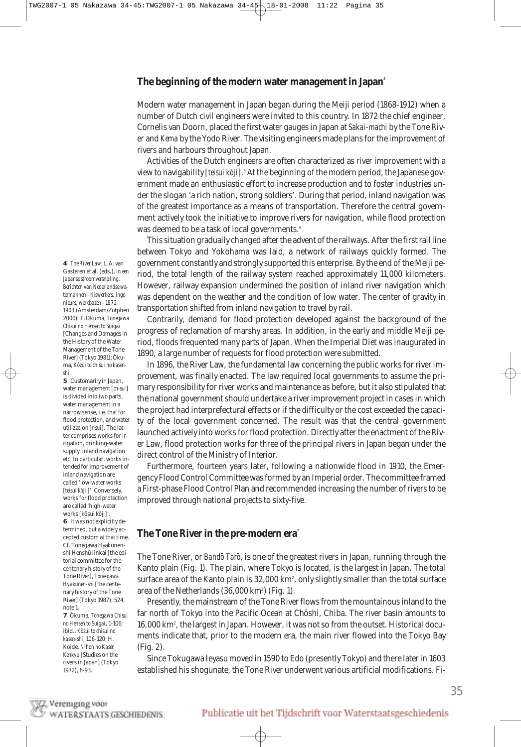## The beginning of the modern water management in Japan[4]

Modern water management in Japan began during the Meiji period (1868-1912) when a number of Dutch civil engineers were invited to this country. In 1872 the chief engineer, Cornelis van Doorn, placed the first water gauges in Japan at *Sakai-machi* by the Tone River and *Kema* by the Yodo River. The visiting engineers made plans for the improvement of rivers and harbours throughout Japan.

Activities of the Dutch engineers are often characterized as river improvement with a view to navigability [*teisui kōji*].[5] At the beginning of the modern period, the Japanese government made an enthusiastic effort to increase production and to foster industries under the slogan 'a rich nation, strong soldiers'. During that period, inland navigation was of the greatest importance as a means of transportation. Therefore the central government actively took the initiative to improve rivers for navigation, while flood protection was deemed to be a task of local governments.[6]

This situation gradually changed after the advent of the railways. After the first rail line between Tokyo and Yokohama was laid, a network of railways quickly formed. The government constantly and strongly supported this enterprise. By the end of the Meiji period, the total length of the railway system reached approximately 11,000 kilometers. However, railway expansion undermined the position of inland river navigation which was dependent on the weather and the condition of low water. The center of gravity in transportation shifted from inland navigation to travel by rail.

Contrarily, demand for flood protection developed against the background of the progress of reclamation of marshy areas. In addition, in the early and middle Meiji period, floods frequented many parts of Japan. When the Imperial Diet was inaugurated in 1890, a large number of requests for flood protection were submitted.

In 1896, the River Law, the fundamental law concerning the public works for river improvement, was finally enacted. The law required local governments to assume the primary responsibility for river works and maintenance as before, but it also stipulated that the national government should undertake a river improvement project in cases in which the project had interprefectural effects or if the difficulty or the cost exceeded the capacity of the local government concerned. The result was that the central government launched actively into works for flood protection. Directly after the enactment of the River Law, flood protection works for three of the principal rivers in Japan began under the direct control of the Ministry of Interior.

Furthermore, fourteen years later, following a nationwide flood in 1910, the Emergency Flood Control Committee was formed by an Imperial order. The committee framed a First-phase Flood Control Plan and recommended increasing the number of rivers to be improved through national projects to sixty-five.

## The Tone River in the pre-modern era[7]

The Tone River, or *Bandō Tarō*, is one of the greatest rivers in Japan, running through the Kanto plain (Fig. 1). The plain, where Tokyo is located, is the largest in Japan. The total surface area of the Kanto plain is 32,000 km², only slightly smaller than the total surface area of the Netherlands (36,000 km²) (Fig. 1).

Presently, the mainstream of the Tone River flows from the mountainous inland to the far north of Tokyo into the Pacific Ocean at Chōshi, Chiba. The river basin amounts to 16,000 km², the largest in Japan. However, it was not so from the outset. Historical documents indicate that, prior to the modern era, the main river flowed into the Tokyo Bay (Fig. 2).

Since Tokugawa Ieyasu moved in 1590 to Edo (presently Tokyo) and there later in 1603 established his shogunate, the Tone River underwent various artificial modifications. Fi-

---

**4** *The River Law*; L.A. van Gasteren et al. (eds.), *In een Japanse stroomversnelling. Berichten van Nederlandse watermannen - rijswerkers, ingenieurs, werkbazen - 1872-1903* (Amsterdam/Zutphen 2000); T. Ōkuma, *Tonegawa Chisui no Hensen to Suigai* [Changes and Damages in the History of the Water Management of the Tone River] (Tokyo 1981); Ōkuma, *Kōzui to chisui no kasen-shi*.

**5** Customarily in Japan, water management [*chisui*] is divided into two parts, water management in a narrow sense, i.e. that for flood protection, and water utilization [*risui*]. The latter comprises works for irrigation, drinking-water supply, inland navigation etc. In particular, works intended for improvement of inland navigation are called 'low-water works [*teisui kōji*]'. Conversely, works for flood protection are called 'high-water works [kōsui kōji]'.

**6** It was not explicitly determined, but a widely accepted custom at that time. Cf. Tonegawa Hyakunen-shi Henshū Iinkai [the editorial committee for the centenary history of the Tone River], *Tone-gawa Hyakunen-shi* [the centenary history of the Tone River] (Tokyo 1987), 524, note 1.

**7** Ōkuma, *Tonegawa Chisui no Hensen to Suigai*, 1-106; ibid., *Kōzui to chisui no kasen-shi*, 106-120; H. Koide, *Nihon no Kasen Kenkyu* [Studies on the rivers in Japan] (Tokyo 1972), 8-93.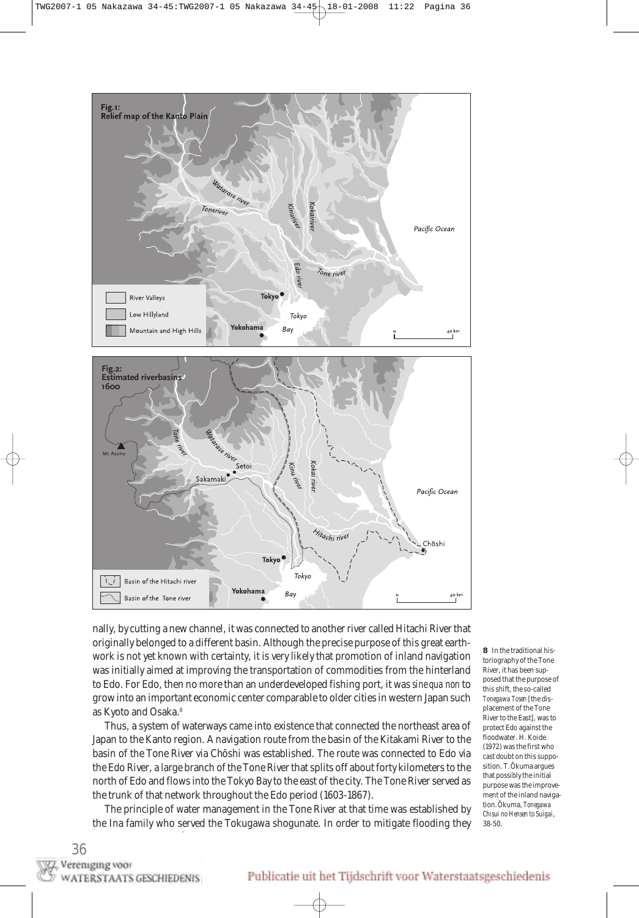**Fig.1: Relief map of the Kanto Plain**

**Fig.2: Estimated riverbasins 1600**

nally, by cutting a new channel, it was connected to another river called Hitachi River that originally belonged to a different basin. Although the precise purpose of this great earthwork is not yet known with certainty, it is very likely that promotion of inland navigation was initially aimed at improving the transportation of commodities from the hinterland to Edo. For Edo, then no more than an underdeveloped fishing port, it was *sine qua non* to grow into an important economic center comparable to older cities in western Japan such as Kyoto and Osaka.[8]

Thus, a system of waterways came into existence that connected the northeast area of Japan to the Kanto region. A navigation route from the basin of the Kitakami River to the basin of the Tone River via Chōshi was established. The route was connected to Edo via the Edo River, a large branch of the Tone River that splits off about forty kilometers to the north of Edo and flows into the Tokyo Bay to the east of the city. The Tone River served as the trunk of that network throughout the Edo period (1603-1867).

The principle of water management in the Tone River at that time was established by the Ina family who served the Tokugawa shogunate. In order to mitigate flooding they

**8** In the traditional historiography of the Tone River, it has been supposed that the purpose of this shift, the so-called *Tonegawa Tosen* [the displacement of the Tone River to the East], was to protect Edo against the floodwater. H. Koide (1972) was the first who cast doubt on this supposition. T. Ōkuma argues that possibly the initial purpose was the improvement of the inland navigation. Ōkuma, *Tonegawa Chisui no Hensen to Suigai*, 38-50.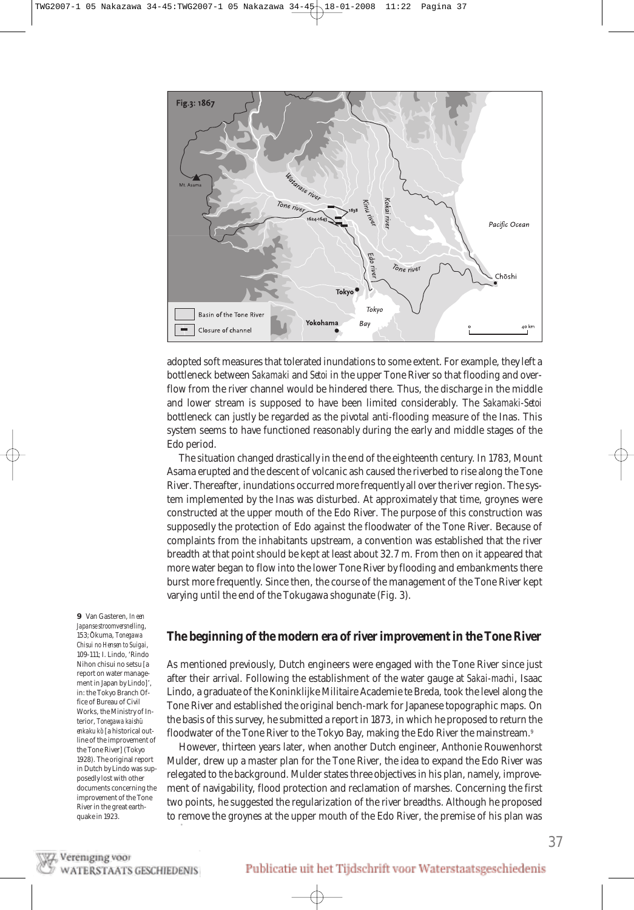adopted soft measures that tolerated inundations to some extent. For example, they left a bottleneck between *Sakamaki* and *Setoi* in the upper Tone River so that flooding and overflow from the river channel would be hindered there. Thus, the discharge in the middle and lower stream is supposed to have been limited considerably. The *Sakamaki-Setoi* bottleneck can justly be regarded as the pivotal anti-flooding measure of the Inas. This system seems to have functioned reasonably during the early and middle stages of the Edo period.

The situation changed drastically in the end of the eighteenth century. In 1783, Mount Asama erupted and the descent of volcanic ash caused the riverbed to rise along the Tone River. Thereafter, inundations occurred more frequently all over the river region. The system implemented by the Inas was disturbed. At approximately that time, groynes were constructed at the upper mouth of the Edo River. The purpose of this construction was supposedly the protection of Edo against the floodwater of the Tone River. Because of complaints from the inhabitants upstream, a convention was established that the river breadth at that point should be kept at least about 32.7 m. From then on it appeared that more water began to flow into the lower Tone River by flooding and embankments there burst more frequently. Since then, the course of the management of the Tone River kept varying until the end of the Tokugawa shogunate (Fig. 3).

## The beginning of the modern era of river improvement in the Tone River

As mentioned previously, Dutch engineers were engaged with the Tone River since just after their arrival. Following the establishment of the water gauge at *Sakai-machi*, Isaac Lindo, a graduate of the Koninklijke Militaire Academie te Breda, took the level along the Tone River and established the original bench-mark for Japanese topographic maps. On the basis of this survey, he submitted a report in 1873, in which he proposed to return the floodwater of the Tone River to the Tokyo Bay, making the Edo River the mainstream.[9]

However, thirteen years later, when another Dutch engineer, Anthonie Rouwenhorst Mulder, drew up a master plan for the Tone River, the idea to expand the Edo River was relegated to the background. Mulder states three objectives in his plan, namely, improvement of navigability, flood protection and reclamation of marshes. Concerning the first two points, he suggested the regularization of the river breadths. Although he proposed to remove the groynes at the upper mouth of the Edo River, the premise of his plan was

9 Van Gasteren, *In een Japanse stroomversnelling*, 153; Ōkuma, *Tonegawa Chisui no Hensen to Suigai*, 109-111; I. Lindo, 'Rindo Nihon chisui no setsu [a report on water management in Japan by Lindo]', in: the Tokyo Branch Office of Bureau of Civil Works, the Ministry of Interior, *Tonegawa kaishū enkaku kō* [a historical outline of the improvement of the Tone River] (Tokyo 1928). The original report in Dutch by Lindo was supposedly lost with other documents concerning the improvement of the Tone River in the great earthquake in 1923.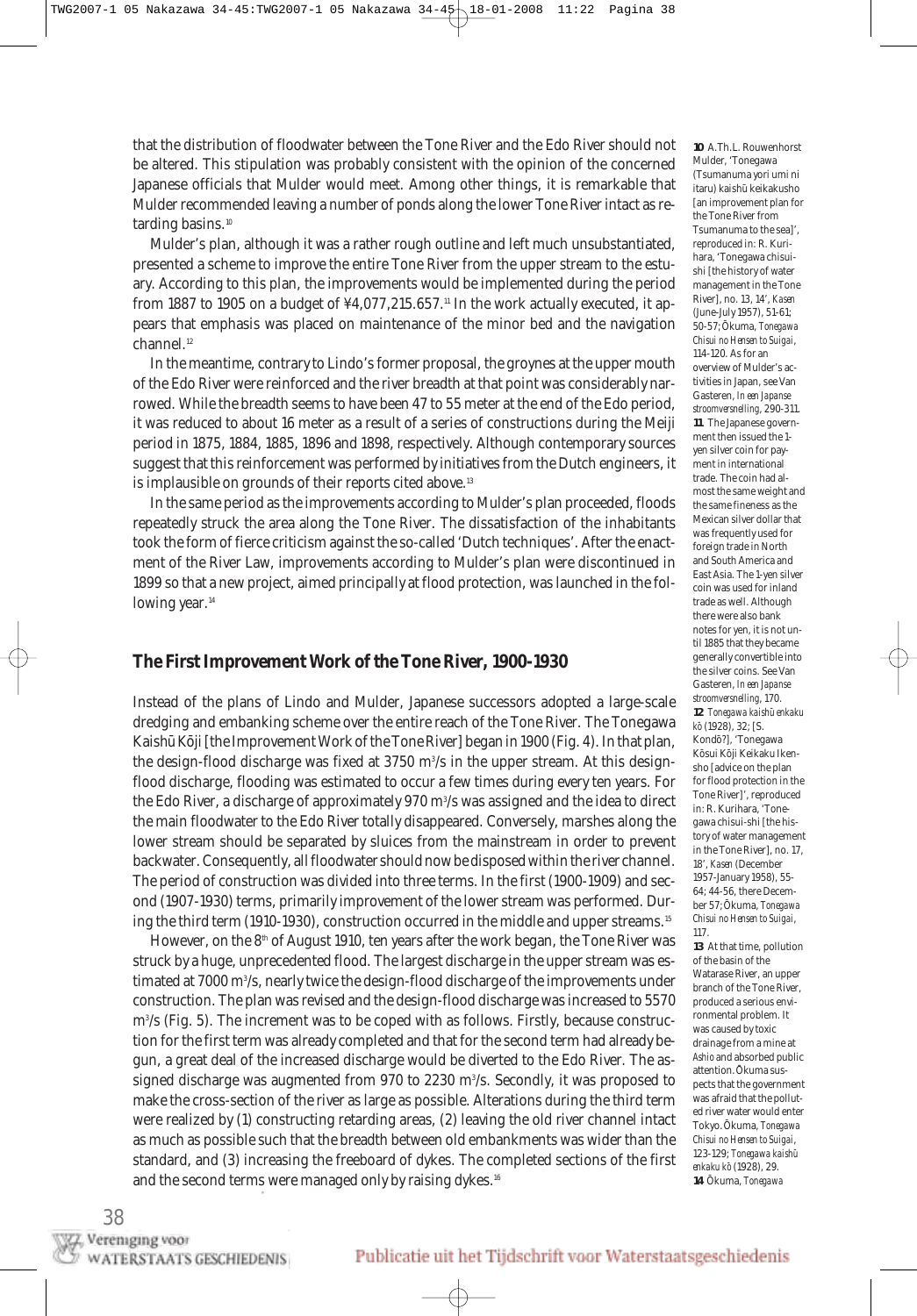that the distribution of floodwater between the Tone River and the Edo River should not be altered. This stipulation was probably consistent with the opinion of the concerned Japanese officials that Mulder would meet. Among other things, it is remarkable that Mulder recommended leaving a number of ponds along the lower Tone River intact as retarding basins.[10]

Mulder's plan, although it was a rather rough outline and left much unsubstantiated, presented a scheme to improve the entire Tone River from the upper stream to the estuary. According to this plan, the improvements would be implemented during the period from 1887 to 1905 on a budget of ¥4,077,215.657.[11] In the work actually executed, it appears that emphasis was placed on maintenance of the minor bed and the navigation channel.[12]

In the meantime, contrary to Lindo's former proposal, the groynes at the upper mouth of the Edo River were reinforced and the river breadth at that point was considerably narrowed. While the breadth seems to have been 47 to 55 meter at the end of the Edo period, it was reduced to about 16 meter as a result of a series of constructions during the Meiji period in 1875, 1884, 1885, 1896 and 1898, respectively. Although contemporary sources suggest that this reinforcement was performed by initiatives from the Dutch engineers, it is implausible on grounds of their reports cited above.[13]

In the same period as the improvements according to Mulder's plan proceeded, floods repeatedly struck the area along the Tone River. The dissatisfaction of the inhabitants took the form of fierce criticism against the so-called 'Dutch techniques'. After the enactment of the River Law, improvements according to Mulder's plan were discontinued in 1899 so that a new project, aimed principally at flood protection, was launched in the following year.[14]

## The First Improvement Work of the Tone River, 1900-1930

Instead of the plans of Lindo and Mulder, Japanese successors adopted a large-scale dredging and embanking scheme over the entire reach of the Tone River. The Tonegawa Kaishū Kōji [the Improvement Work of the Tone River] began in 1900 (Fig. 4). In that plan, the design-flood discharge was fixed at 3750 $m^3/s$ in the upper stream. At this design-flood discharge, flooding was estimated to occur a few times during every ten years. For the Edo River, a discharge of approximately 970 $m^3/s$ was assigned and the idea to direct the main floodwater to the Edo River totally disappeared. Conversely, marshes along the lower stream should be separated by sluices from the mainstream in order to prevent backwater. Consequently, all floodwater should now be disposed within the river channel. The period of construction was divided into three terms. In the first (1900-1909) and second (1907-1930) terms, primarily improvement of the lower stream was performed. During the third term (1910-1930), construction occurred in the middle and upper streams.[15]

However, on the 8th of August 1910, ten years after the work began, the Tone River was struck by a huge, unprecedented flood. The largest discharge in the upper stream was estimated at 7000 $m^3/s$, nearly twice the design-flood discharge of the improvements under construction. The plan was revised and the design-flood discharge was increased to 5570 $m^3/s$ (Fig. 5). The increment was to be coped with as follows. Firstly, because construction for the first term was already completed and that for the second term had already begun, a great deal of the increased discharge would be diverted to the Edo River. The assigned discharge was augmented from 970 to 2230 $m^3/s$. Secondly, it was proposed to make the cross-section of the river as large as possible. Alterations during the third term were realized by (1) constructing retarding areas, (2) leaving the old river channel intact as much as possible such that the breadth between old embankments was wider than the standard, and (3) increasing the freeboard of dykes. The completed sections of the first and the second terms were managed only by raising dykes.[16]

---

**10** A.Th.L. Rouwenhorst Mulder, 'Tonegawa (Tsumanuma yori umi ni itaru) kaishū keikakusho [an improvement plan for the Tone River from Tsumanuma to the sea]', reproduced in: R. Kurihara, 'Tonegawa chisui-shi [the history of water management in the Tone River], no. 13, 14', *Kasen* (June-July 1957), 51-61; 50-57; Ōkuma, *Tonegawa Chisui no Hensen to Suigai*, 114-120. As for an overview of Mulder's activities in Japan, see Van Gasteren, *In een Japanse stroomversnelling*, 290-311.

**11** The Japanese government then issued the 1-yen silver coin for payment in international trade. The coin had almost the same weight and the same fineness as the Mexican silver dollar that was frequently used for foreign trade in North and South America and East Asia. The 1-yen silver coin was used for inland trade as well. Although there were also bank notes for yen, it is not until 1885 that they became generally convertible into the silver coins. See Van Gasteren, *In een Japanse stroomversnelling*, 170.

**12** *Tonegawa kaishū enkaku kō* (1928), 32; [S. Kondō?], 'Tonegawa Kōsui Kōji Keikaku Ikensho [advice on the plan for flood protection in the Tone River]', reproduced in: R. Kurihara, 'Tonegawa chisui-shi [the history of water management in the Tone River], no. 17, 18', *Kasen* (December 1957-January 1958), 55-64; 44-56, there December 57; Ōkuma, *Tonegawa Chisui no Hensen to Suigai*, 117.

**13** At that time, pollution of the basin of the Watarase River, an upper branch of the Tone River, produced a serious environmental problem. It was caused by toxic drainage from a mine at *Ashio* and absorbed public attention. Ōkuma suspects that the government was afraid that the polluted river water would enter Tokyo. Ōkuma, *Tonegawa Chisui no Hensen to Suigai*, 123-129; *Tonegawa kaishū enkaku kō* (1928), 29.

**14** Ōkuma, *Tonegawa*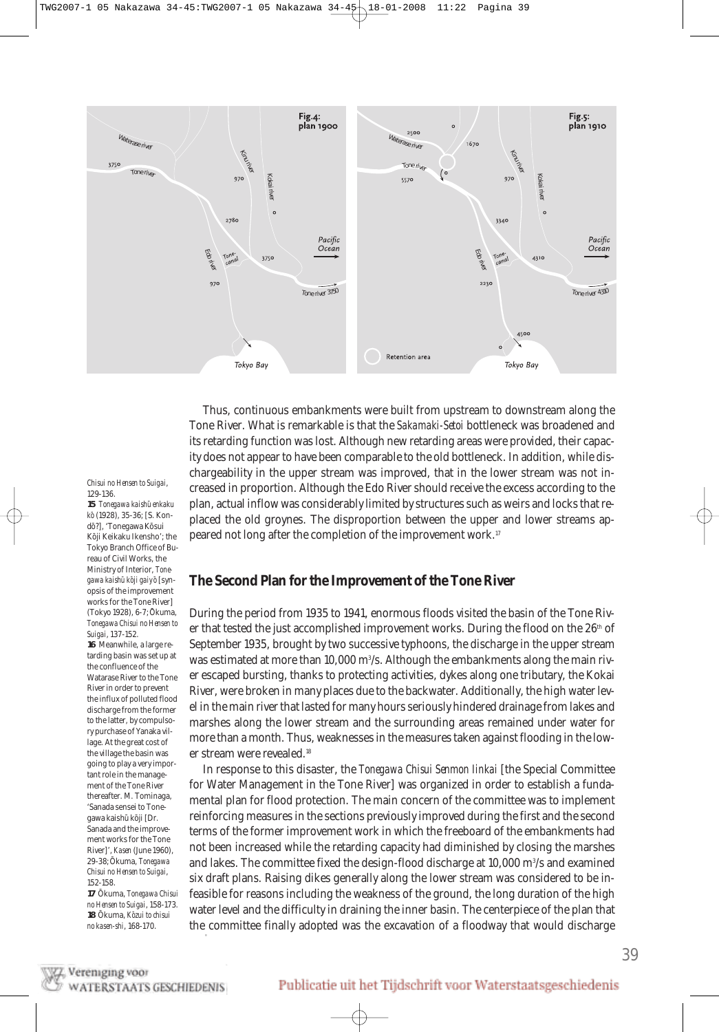Fig.4: plan 1900

Fig.5: plan 1910

Thus, continuous embankments were built from upstream to downstream along the Tone River. What is remarkable is that the *Sakamaki-Setoi* bottleneck was broadened and its retarding function was lost. Although new retarding areas were provided, their capacity does not appear to have been comparable to the old bottleneck. In addition, while dischargeability in the upper stream was improved, that in the lower stream was not increased in proportion. Although the Edo River should receive the excess according to the plan, actual inflow was considerably limited by structures such as weirs and locks that replaced the old groynes. The disproportion between the upper and lower streams appeared not long after the completion of the improvement work.[17]

## The Second Plan for the Improvement of the Tone River

During the period from 1935 to 1941, enormous floods visited the basin of the Tone River that tested the just accomplished improvement works. During the flood on the 26th of September 1935, brought by two successive typhoons, the discharge in the upper stream was estimated at more than 10,000 m³/s. Although the embankments along the main river escaped bursting, thanks to protecting activities, dykes along one tributary, the Kokai River, were broken in many places due to the backwater. Additionally, the high water level in the main river that lasted for many hours seriously hindered drainage from lakes and marshes along the lower stream and the surrounding areas remained under water for more than a month. Thus, weaknesses in the measures taken against flooding in the lower stream were revealed.[18]

In response to this disaster, the *Tonegawa Chisui Senmon Iinkai* [the Special Committee for Water Management in the Tone River] was organized in order to establish a fundamental plan for flood protection. The main concern of the committee was to implement reinforcing measures in the sections previously improved during the first and the second terms of the former improvement work in which the freeboard of the embankments had not been increased while the retarding capacity had diminished by closing the marshes and lakes. The committee fixed the design-flood discharge at 10,000 m³/s and examined six draft plans. Raising dikes generally along the lower stream was considered to be infeasible for reasons including the weakness of the ground, the long duration of the high water level and the difficulty in draining the inner basin. The centerpiece of the plan that the committee finally adopted was the excavation of a floodway that would discharge

*Chisui no Hensen to Suigai*, 129-136.

**15** *Tonegawa kaishū enkaku kō* (1928), 35-36; [S. Kondō?], 'Tonegawa Kōsui Kōji Keikaku Ikensho'; the Tokyo Branch Office of Bureau of Civil Works, the Ministry of Interior, *Tonegawa kaishū kōji gaiyō* [synopsis of the improvement works for the Tone River] (Tokyo 1928), 6-7; Ōkuma, *Tonegawa Chisui no Hensen to Suigai*, 137-152.

**16** Meanwhile, a large retarding basin was set up at the confluence of the Watarase River to the Tone River in order to prevent the influx of polluted flood discharge from the former to the latter, by compulsory purchase of Yanaka village. At the great cost of the village the basin was going to play a very important role in the management of the Tone River thereafter. M. Tominaga, 'Sanada sensei to Tonegawa kaishū kōji [Dr. Sanada and the improvement works for the Tone River]', *Kasen* (June 1960), 29-38; Ōkuma, *Tonegawa Chisui no Hensen to Suigai*, 152-158.

**17** Ōkuma, *Tonegawa Chisui no Hensen to Suigai*, 158-173.

**18** Ōkuma, *Kōzui to chisui no kasen-shi*, 168-170.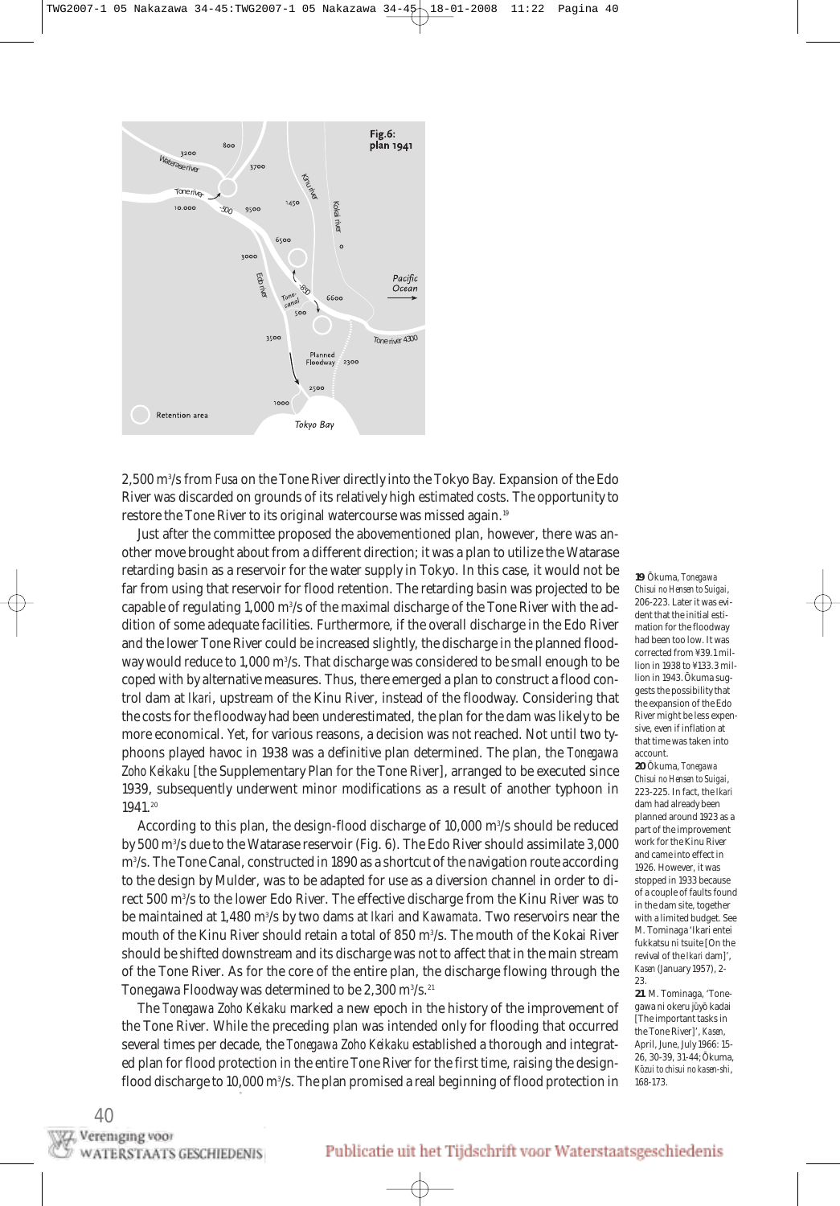2,500 m³/s from *Fusa* on the Tone River directly into the Tokyo Bay. Expansion of the Edo River was discarded on grounds of its relatively high estimated costs. The opportunity to restore the Tone River to its original watercourse was missed again.[19]

Just after the committee proposed the abovementioned plan, however, there was another move brought about from a different direction; it was a plan to utilize the Watarase retarding basin as a reservoir for the water supply in Tokyo. In this case, it would not be far from using that reservoir for flood retention. The retarding basin was projected to be capable of regulating 1,000 m³/s of the maximal discharge of the Tone River with the addition of some adequate facilities. Furthermore, if the overall discharge in the Edo River and the lower Tone River could be increased slightly, the discharge in the planned floodway would reduce to 1,000 m³/s. That discharge was considered to be small enough to be coped with by alternative measures. Thus, there emerged a plan to construct a flood control dam at *Ikari*, upstream of the Kinu River, instead of the floodway. Considering that the costs for the floodway had been underestimated, the plan for the dam was likely to be more economical. Yet, for various reasons, a decision was not reached. Not until two typhoons played havoc in 1938 was a definitive plan determined. The plan, the *Tonegawa Zoho Keikaku* [the Supplementary Plan for the Tone River], arranged to be executed since 1939, subsequently underwent minor modifications as a result of another typhoon in 1941.[20]

According to this plan, the design-flood discharge of 10,000 m³/s should be reduced by 500 m³/s due to the Watarase reservoir (Fig. 6). The Edo River should assimilate 3,000 m³/s. The Tone Canal, constructed in 1890 as a shortcut of the navigation route according to the design by Mulder, was to be adapted for use as a diversion channel in order to direct 500 m³/s to the lower Edo River. The effective discharge from the Kinu River was to be maintained at 1,480 m³/s by two dams at *Ikari* and *Kawamata*. Two reservoirs near the mouth of the Kinu River should retain a total of 850 m³/s. The mouth of the Kokai River should be shifted downstream and its discharge was not to affect that in the main stream of the Tone River. As for the core of the entire plan, the discharge flowing through the Tonegawa Floodway was determined to be 2,300 m³/s.[21]

The *Tonegawa Zoho Keikaku* marked a new epoch in the history of the improvement of the Tone River. While the preceding plan was intended only for flooding that occurred several times per decade, the *Tonegawa Zoho Keikaku* established a thorough and integrated plan for flood protection in the entire Tone River for the first time, raising the design-flood discharge to 10,000 m³/s. The plan promised a real beginning of flood protection in

**19** Ōkuma, *Tonegawa Chisui no Hensen to Suigai*, 206-223. Later it was evident that the initial estimation for the floodway had been too low. It was corrected from ¥39.1 million in 1938 to ¥133.3 million in 1943. Ōkuma suggests the possibility that the expansion of the Edo River might be less expensive, even if inflation at that time was taken into account.

**20** Ōkuma, *Tonegawa Chisui no Hensen to Suigai*, 223-225. In fact, the *Ikari* dam had already been planned around 1923 as a part of the improvement work for the Kinu River and came into effect in 1926. However, it was stopped in 1933 because of a couple of faults found in the dam site, together with a limited budget. See M. Tominaga 'Ikari entei fukkatsu ni tsuite [On the revival of the *Ikari* dam]', *Kasen* (January 1957), 2-23.

**21** M. Tominaga, 'Tonegawa ni okeru jūyō kadai [The important tasks in the Tone River]', *Kasen*, April, June, July 1966: 15-26, 30-39, 31-44; Ōkuma, *Kōzui to chisui no kasen-shi*, 168-173.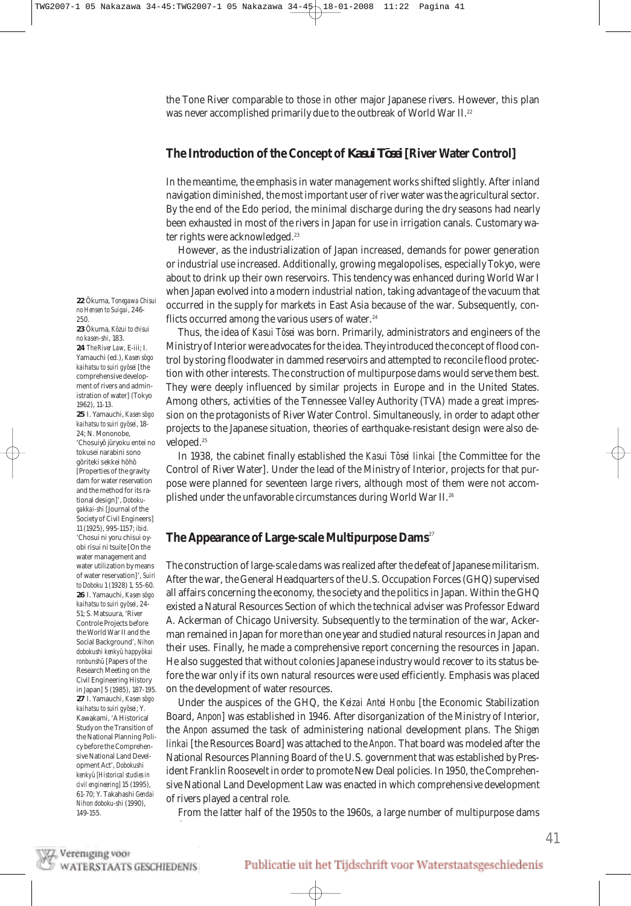the Tone River comparable to those in other major Japanese rivers. However, this plan was never accomplished primarily due to the outbreak of World War II.[22]

## The Introduction of the Concept of *Kasui Tōsei* [River Water Control]

In the meantime, the emphasis in water management works shifted slightly. After inland navigation diminished, the most important user of river water was the agricultural sector. By the end of the Edo period, the minimal discharge during the dry seasons had nearly been exhausted in most of the rivers in Japan for use in irrigation canals. Customary water rights were acknowledged.[23]

However, as the industrialization of Japan increased, demands for power generation or industrial use increased. Additionally, growing megalopolises, especially Tokyo, were about to drink up their own reservoirs. This tendency was enhanced during World War I when Japan evolved into a modern industrial nation, taking advantage of the vacuum that occurred in the supply for markets in East Asia because of the war. Subsequently, conflicts occurred among the various users of water.[24]

Thus, the idea of *Kasui Tōsei* was born. Primarily, administrators and engineers of the Ministry of Interior were advocates for the idea. They introduced the concept of flood control by storing floodwater in dammed reservoirs and attempted to reconcile flood protection with other interests. The construction of multipurpose dams would serve them best. They were deeply influenced by similar projects in Europe and in the United States. Among others, activities of the Tennessee Valley Authority (TVA) made a great impression on the protagonists of River Water Control. Simultaneously, in order to adapt other projects to the Japanese situation, theories of earthquake-resistant design were also developed.[25]

In 1938, the cabinet finally established the *Kasui Tōsei Iinkai* [the Committee for the Control of River Water]. Under the lead of the Ministry of Interior, projects for that purpose were planned for seventeen large rivers, although most of them were not accomplished under the unfavorable circumstances during World War II.[26]

## The Appearance of Large-scale Multipurpose Dams[27]

The construction of large-scale dams was realized after the defeat of Japanese militarism. After the war, the General Headquarters of the U.S. Occupation Forces (GHQ) supervised all affairs concerning the economy, the society and the politics in Japan. Within the GHQ existed a Natural Resources Section of which the technical adviser was Professor Edward A. Ackerman of Chicago University. Subsequently to the termination of the war, Ackerman remained in Japan for more than one year and studied natural resources in Japan and their uses. Finally, he made a comprehensive report concerning the resources in Japan. He also suggested that without colonies Japanese industry would recover to its status before the war only if its own natural resources were used efficiently. Emphasis was placed on the development of water resources.

Under the auspices of the GHQ, the *Keizai Antei Honbu* [the Economic Stabilization Board, *Anpon*] was established in 1946. After disorganization of the Ministry of Interior, the *Anpon* assumed the task of administering national development plans. The *Shigen Iinkai* [the Resources Board] was attached to the *Anpon*. That board was modeled after the National Resources Planning Board of the U.S. government that was established by President Franklin Roosevelt in order to promote New Deal policies. In 1950, the Comprehensive National Land Development Law was enacted in which comprehensive development of rivers played a central role.

From the latter half of the 1950s to the 1960s, a large number of multipurpose dams

---

**22** Ōkuma, *Tonegawa Chisui no Hensen to Suigai*, 246-250.

**23** Ōkuma, *Kōzui to chisui no kasen-shi*, 183.

**24** *The River Law*, E-iii; I. Yamauchi (ed.), *Kasen sōgo kaihatsu to suiri gyōsei* [the comprehensive development of rivers and administration of water] (Tokyo 1962), 11-13.

**25** I. Yamauchi, *Kasen sōgo kaihatsu to suiri gyōsei*, 18-24; N. Mononobe, 'Chosuiyō jūryoku entei no tokusei narabini sono gōriteki sekkei hōhō [Properties of the gravity dam for water reservation and the method for its rational design]', *Doboku-gakkai-shi* [Journal of the Society of Civil Engineers] 11 (1925), 995-1157; *ibid*. 'Chosui ni yoru chisui oyobi risui ni tsuite [On the water management and water utilization by means of water reservation]', *Suiri to Doboku* 1 (1928) 1, 55-60.

**26** I. Yamauchi, *Kasen sōgo kaihatsu to suiri gyōsei*, 24-51; S. Matsuura, 'River Controle Projects before the World War II and the Social Background', *Nihon dobokushi kenkyū happyōkai ronbunshū* [Papers of the Research Meeting on the Civil Engineering History in Japan] 5 (1985), 187-195.

**27** I. Yamauchi, *Kasen sōgo kaihatsu to suiri gyōsei*; Y. Kawakami, 'A Historical Study on the Transition of the National Planning Policy before the Comprehensive National Land Development Act', *Dobokushi kenkyū [Historical studies in civil engineering]* 15 (1995), 61-70; Y. Takahashi *Gendai Nihon doboku-shi* (1990), 149-155.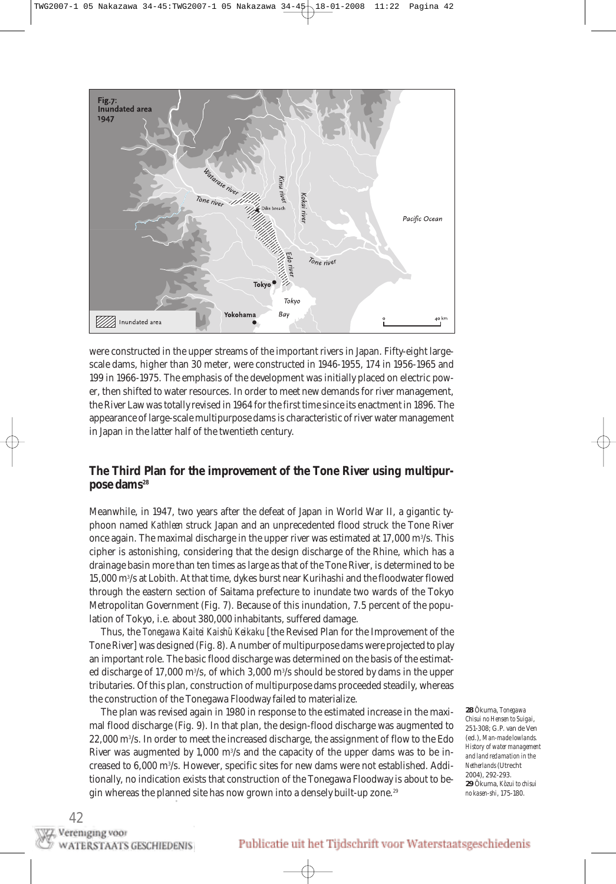Fig.7: Inundated area 1947

were constructed in the upper streams of the important rivers in Japan. Fifty-eight large-scale dams, higher than 30 meter, were constructed in 1946-1955, 174 in 1956-1965 and 199 in 1966-1975. The emphasis of the development was initially placed on electric power, then shifted to water resources. In order to meet new demands for river management, the River Law was totally revised in 1964 for the first time since its enactment in 1896. The appearance of large-scale multipurpose dams is characteristic of river water management in Japan in the latter half of the twentieth century.

## The Third Plan for the improvement of the Tone River using multipurpose dams[28]

Meanwhile, in 1947, two years after the defeat of Japan in World War II, a gigantic typhoon named *Kathleen* struck Japan and an unprecedented flood struck the Tone River once again. The maximal discharge in the upper river was estimated at 17,000 $m^3$/s. This cipher is astonishing, considering that the design discharge of the Rhine, which has a drainage basin more than ten times as large as that of the Tone River, is determined to be 15,000 $m^3$/s at Lobith. At that time, dykes burst near Kurihashi and the floodwater flowed through the eastern section of Saitama prefecture to inundate two wards of the Tokyo Metropolitan Government (Fig. 7). Because of this inundation, 7.5 percent of the population of Tokyo, i.e. about 380,000 inhabitants, suffered damage.

Thus, the *Tonegawa Kaitei Kaishū Keikaku* [the Revised Plan for the Improvement of the Tone River] was designed (Fig. 8). A number of multipurpose dams were projected to play an important role. The basic flood discharge was determined on the basis of the estimated discharge of 17,000 $m^3$/s, of which 3,000 $m^3$/s should be stored by dams in the upper tributaries. Of this plan, construction of multipurpose dams proceeded steadily, whereas the construction of the Tonegawa Floodway failed to materialize.

The plan was revised again in 1980 in response to the estimated increase in the maximal flood discharge (Fig. 9). In that plan, the design-flood discharge was augmented to 22,000 $m^3$/s. In order to meet the increased discharge, the assignment of flow to the Edo River was augmented by 1,000 $m^3$/s and the capacity of the upper dams was to be increased to 6,000 $m^3$/s. However, specific sites for new dams were not established. Additionally, no indication exists that construction of the Tonegawa Floodway is about to begin whereas the planned site has now grown into a densely built-up zone.[29]

**28** Ōkuma, *Tonegawa Chisui no Hensen to Suigai*, 251-308; G.P. van de Ven (ed.), *Man-made lowlands. History of water management and land reclamation in the Netherlands* (Utrecht 2004), 292-293.
**29** Ōkuma, *Kōzui to chisui no kasen-shi*, 175-180.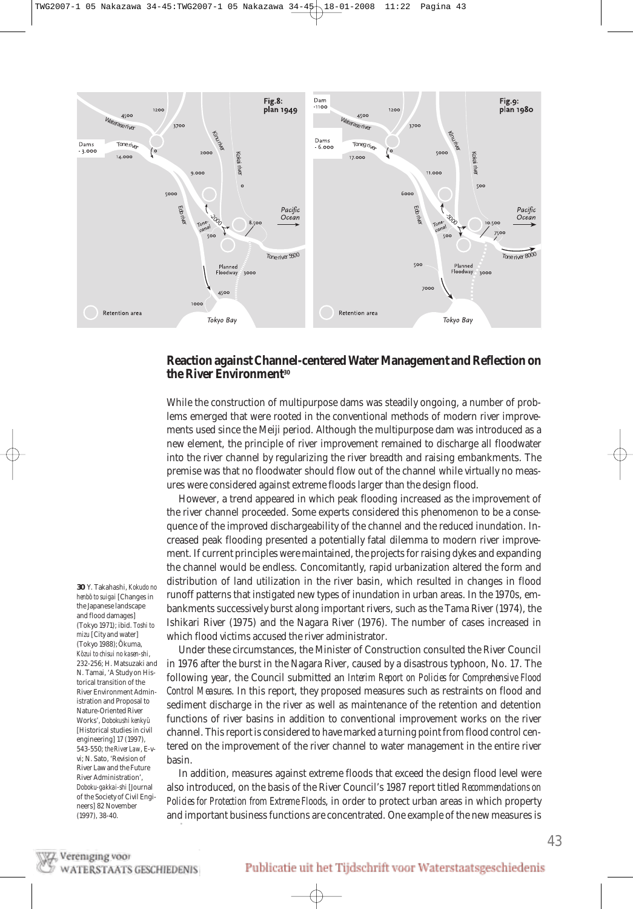Fig.8: plan 1949

Fig.9: plan 1980

## Reaction against Channel-centered Water Management and Reflection on the River Environment[30]

While the construction of multipurpose dams was steadily ongoing, a number of problems emerged that were rooted in the conventional methods of modern river improvements used since the Meiji period. Although the multipurpose dam was introduced as a new element, the principle of river improvement remained to discharge all floodwater into the river channel by regularizing the river breadth and raising embankments. The premise was that no floodwater should flow out of the channel while virtually no measures were considered against extreme floods larger than the design flood.

However, a trend appeared in which peak flooding increased as the improvement of the river channel proceeded. Some experts considered this phenomenon to be a consequence of the improved dischargeability of the channel and the reduced inundation. Increased peak flooding presented a potentially fatal dilemma to modern river improvement. If current principles were maintained, the projects for raising dykes and expanding the channel would be endless. Concomitantly, rapid urbanization altered the form and distribution of land utilization in the river basin, which resulted in changes in flood runoff patterns that instigated new types of inundation in urban areas. In the 1970s, embankments successively burst along important rivers, such as the Tama River (1974), the Ishikari River (1975) and the Nagara River (1976). The number of cases increased in which flood victims accused the river administrator.

Under these circumstances, the Minister of Construction consulted the River Council in 1976 after the burst in the Nagara River, caused by a disastrous typhoon, No. 17. The following year, the Council submitted an *Interim Report on Policies for Comprehensive Flood Control Measures*. In this report, they proposed measures such as restraints on flood and sediment discharge in the river as well as maintenance of the retention and detention functions of river basins in addition to conventional improvement works on the river channel. This report is considered to have marked a turning point from flood control centered on the improvement of the river channel to water management in the entire river basin.

In addition, measures against extreme floods that exceed the design flood level were also introduced, on the basis of the River Council's 1987 report titled *Recommendations on Policies for Protection from Extreme Floods*, in order to protect urban areas in which property and important business functions are concentrated. One example of the new measures is

**30** Y. Takahashi, *Kokudo no henbō to suigai* [Changes in the Japanese landscape and flood damages] (Tokyo 1971); ibid. *Toshi to mizu* [City and water] (Tokyo 1988); Ōkuma, *Kōzui to chisui no kasen-shi*, 232-256; H. Matsuzaki and N. Tamai, 'A Study on Historical transition of the River Environment Administration and Proposal to Nature-Oriented River Works', *Dobokushi kenkyū* [Historical studies in civil engineering] 17 (1997), 543-550; *the River Law*, E-v-vi; N. Sato, 'Revision of River Law and the Future River Administration', *Doboku-gakkai-shi* [Journal of the Society of Civil Engineers] 82 November (1997), 38-40.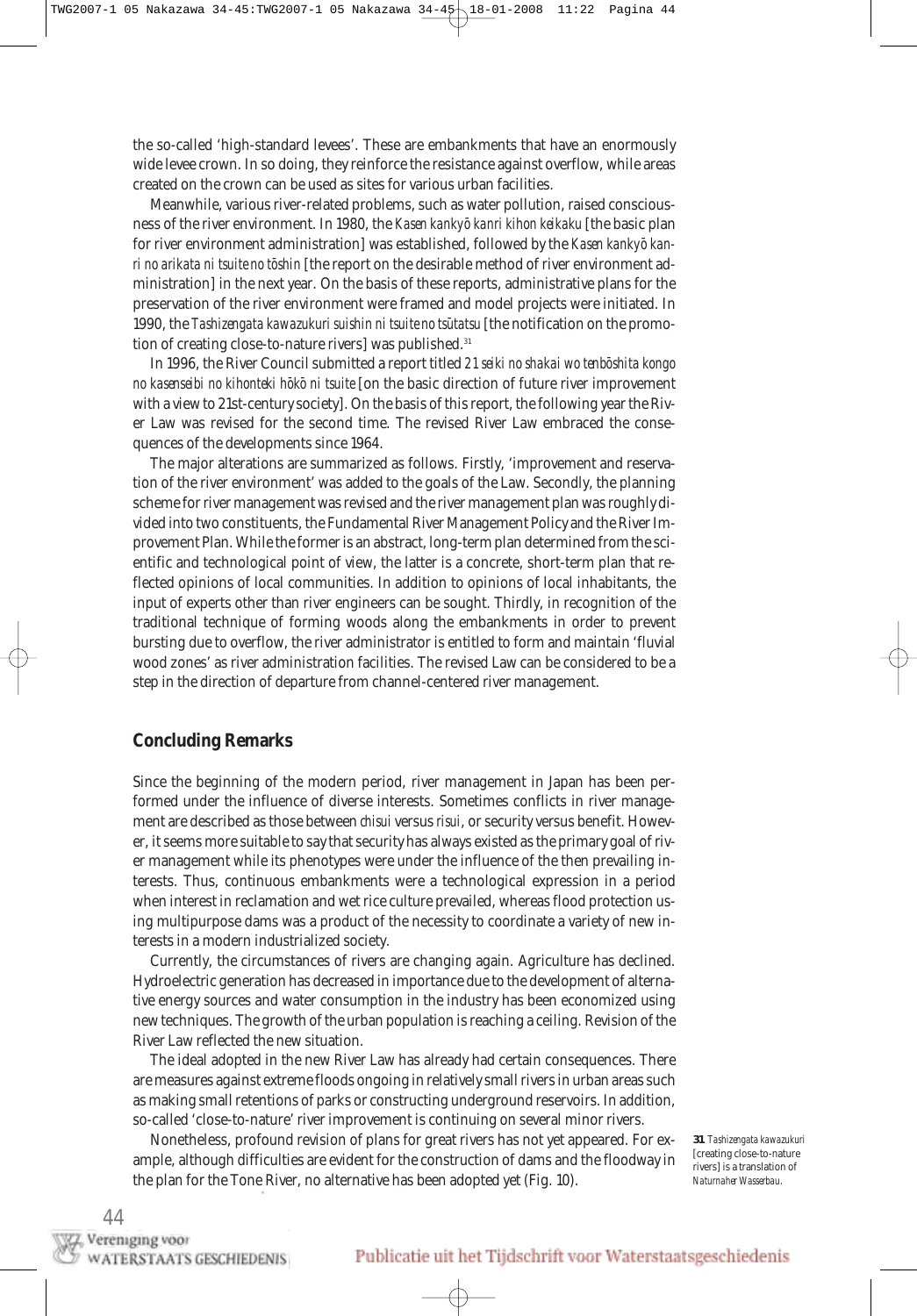the so-called 'high-standard levees'. These are embankments that have an enormously wide levee crown. In so doing, they reinforce the resistance against overflow, while areas created on the crown can be used as sites for various urban facilities.

Meanwhile, various river-related problems, such as water pollution, raised consciousness of the river environment. In 1980, the *Kasen kankyō kanri kihon keikaku* [the basic plan for river environment administration] was established, followed by the *Kasen kankyō kanri no arikata ni tsuite no tōshin* [the report on the desirable method of river environment administration] in the next year. On the basis of these reports, administrative plans for the preservation of the river environment were framed and model projects were initiated. In 1990, the *Tashizengata kawazukuri suishin ni tsuite no tsūtatsu* [the notification on the promotion of creating close-to-nature rivers] was published.[31]

In 1996, the River Council submitted a report titled *21 seiki no shakai wo tenbōshita kongo no kasenseibi no kihonteki hōkō ni tsuite* [on the basic direction of future river improvement with a view to 21st-century society]. On the basis of this report, the following year the River Law was revised for the second time. The revised River Law embraced the consequences of the developments since 1964.

The major alterations are summarized as follows. Firstly, 'improvement and reservation of the river environment' was added to the goals of the Law. Secondly, the planning scheme for river management was revised and the river management plan was roughly divided into two constituents, the Fundamental River Management Policy and the River Improvement Plan. While the former is an abstract, long-term plan determined from the scientific and technological point of view, the latter is a concrete, short-term plan that reflected opinions of local communities. In addition to opinions of local inhabitants, the input of experts other than river engineers can be sought. Thirdly, in recognition of the traditional technique of forming woods along the embankments in order to prevent bursting due to overflow, the river administrator is entitled to form and maintain 'fluvial wood zones' as river administration facilities. The revised Law can be considered to be a step in the direction of departure from channel-centered river management.

## Concluding Remarks

Since the beginning of the modern period, river management in Japan has been performed under the influence of diverse interests. Sometimes conflicts in river management are described as those between *chisui* versus *risui*, or security versus benefit. However, it seems more suitable to say that security has always existed as the primary goal of river management while its phenotypes were under the influence of the then prevailing interests. Thus, continuous embankments were a technological expression in a period when interest in reclamation and wet rice culture prevailed, whereas flood protection using multipurpose dams was a product of the necessity to coordinate a variety of new interests in a modern industrialized society.

Currently, the circumstances of rivers are changing again. Agriculture has declined. Hydroelectric generation has decreased in importance due to the development of alternative energy sources and water consumption in the industry has been economized using new techniques. The growth of the urban population is reaching a ceiling. Revision of the River Law reflected the new situation.

The ideal adopted in the new River Law has already had certain consequences. There are measures against extreme floods ongoing in relatively small rivers in urban areas such as making small retentions of parks or constructing underground reservoirs. In addition, so-called 'close-to-nature' river improvement is continuing on several minor rivers.

Nonetheless, profound revision of plans for great rivers has not yet appeared. For example, although difficulties are evident for the construction of dams and the floodway in the plan for the Tone River, no alternative has been adopted yet (Fig. 10).

**31** *Tashizengata kawazukuri* [creating close-to-nature rivers] is a translation of *Naturnaher Wasserbau*.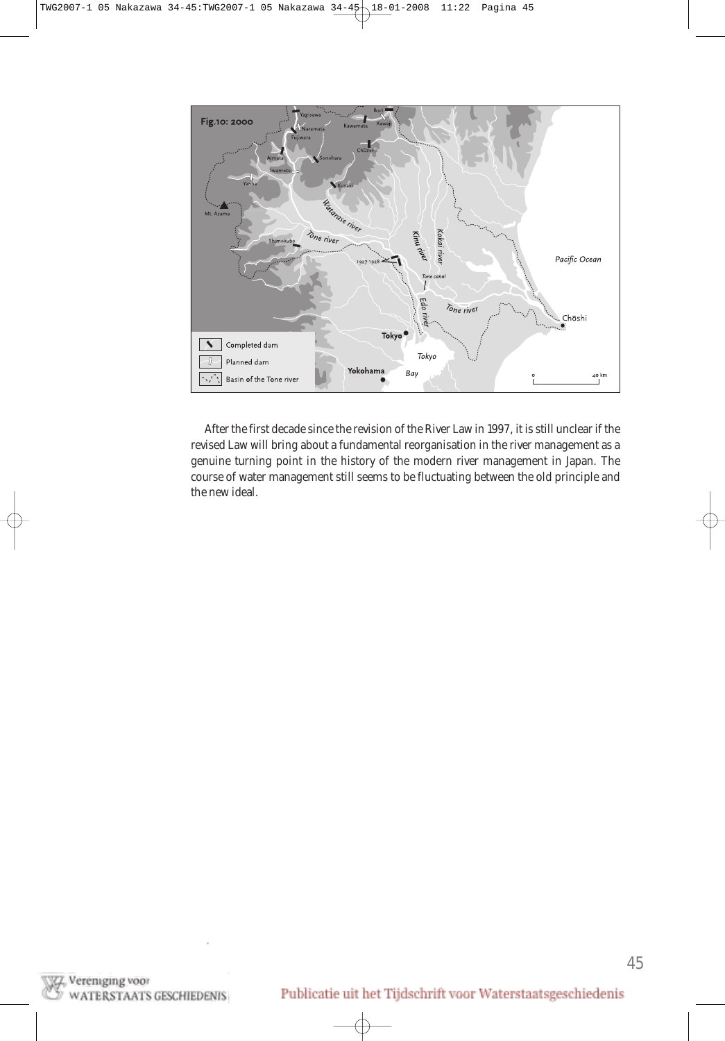Fig.10: 2000

Yagisawa
Naramata
Fujiwara
Aimata
Iwamoto
Yanba
Mt. Asama
Ikari
Kawaji
Kawamata
Chûzenji
Sonohara
Kusaki
Watarase river
Shimokubo
Tone river
1927-1928
Kinu river
Kokai river
Tone canal
Edo river
Tone river
Pacific Ocean
Chōshi
Tokyo
Tokyo
Bay
Yokohama
0
40 km

Completed dam
Planned dam
Basin of the Tone river

After the first decade since the revision of the River Law in 1997, it is still unclear if the revised Law will bring about a fundamental reorganisation in the river management as a genuine turning point in the history of the modern river management in Japan. The course of water management still seems to be fluctuating between the old principle and the new ideal.